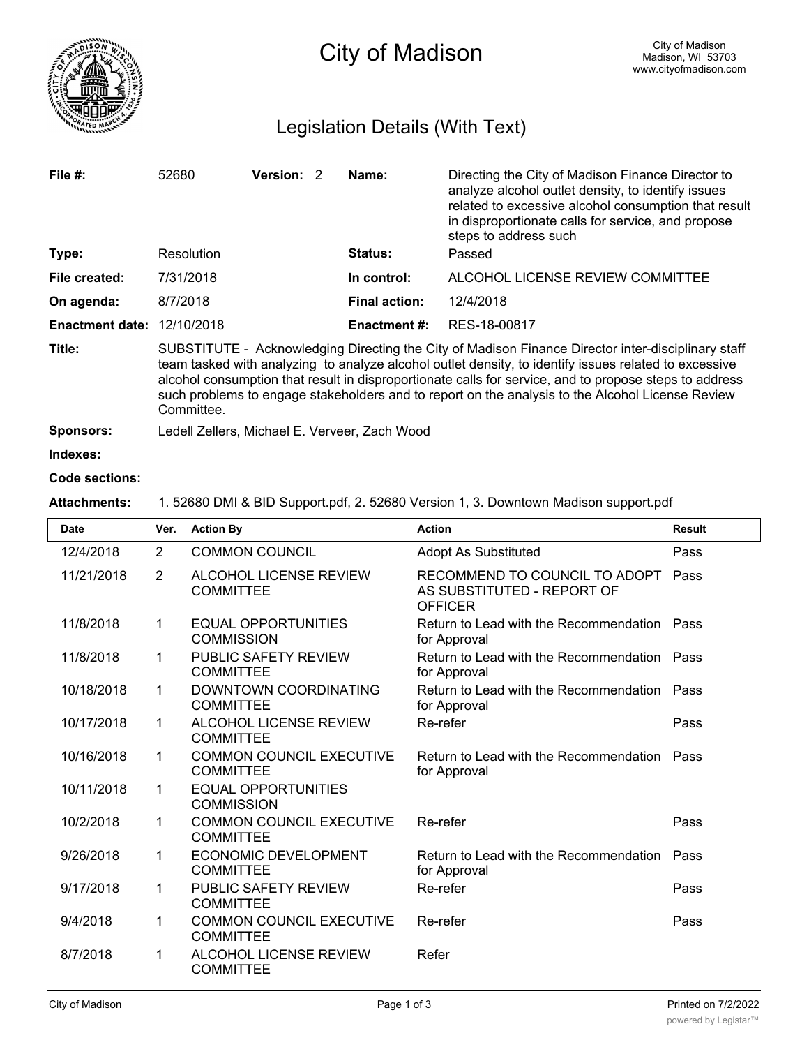# City of Madison

City of Madison
Madison, WI 53703
www.cityofmadison.com

## Legislation Details (With Text)

| | | | |
|---|---|---|---|
| **File #:** | 52680 **Version:** 2 | **Name:** | Directing the City of Madison Finance Director to analyze alcohol outlet density, to identify issues related to excessive alcohol consumption that result in disproportionate calls for service, and propose steps to address such |
| **Type:** | Resolution | **Status:** | Passed |
| **File created:** | 7/31/2018 | **In control:** | ALCOHOL LICENSE REVIEW COMMITTEE |
| **On agenda:** | 8/7/2018 | **Final action:** | 12/4/2018 |
| **Enactment date:** | 12/10/2018 | **Enactment #:** | RES-18-00817 |

**Title:** SUBSTITUTE - Acknowledging Directing the City of Madison Finance Director inter-disciplinary staff team tasked with analyzing to analyze alcohol outlet density, to identify issues related to excessive alcohol consumption that result in disproportionate calls for service, and to propose steps to address such problems to engage stakeholders and to report on the analysis to the Alcohol License Review Committee.

**Sponsors:** Ledell Zellers, Michael E. Verveer, Zach Wood

**Indexes:**

**Code sections:**

**Attachments:** 1. 52680 DMI & BID Support.pdf, 2. 52680 Version 1, 3. Downtown Madison support.pdf

| Date | Ver. | Action By | Action | Result |
|---|---|---|---|---|
| 12/4/2018 | 2 | COMMON COUNCIL | Adopt As Substituted | Pass |
| 11/21/2018 | 2 | ALCOHOL LICENSE REVIEW COMMITTEE | RECOMMEND TO COUNCIL TO ADOPT AS SUBSTITUTED - REPORT OF OFFICER | Pass |
| 11/8/2018 | 1 | EQUAL OPPORTUNITIES COMMISSION | Return to Lead with the Recommendation for Approval | Pass |
| 11/8/2018 | 1 | PUBLIC SAFETY REVIEW COMMITTEE | Return to Lead with the Recommendation for Approval | Pass |
| 10/18/2018 | 1 | DOWNTOWN COORDINATING COMMITTEE | Return to Lead with the Recommendation for Approval | Pass |
| 10/17/2018 | 1 | ALCOHOL LICENSE REVIEW COMMITTEE | Re-refer | Pass |
| 10/16/2018 | 1 | COMMON COUNCIL EXECUTIVE COMMITTEE | Return to Lead with the Recommendation for Approval | Pass |
| 10/11/2018 | 1 | EQUAL OPPORTUNITIES COMMISSION | | |
| 10/2/2018 | 1 | COMMON COUNCIL EXECUTIVE COMMITTEE | Re-refer | Pass |
| 9/26/2018 | 1 | ECONOMIC DEVELOPMENT COMMITTEE | Return to Lead with the Recommendation for Approval | Pass |
| 9/17/2018 | 1 | PUBLIC SAFETY REVIEW COMMITTEE | Re-refer | Pass |
| 9/4/2018 | 1 | COMMON COUNCIL EXECUTIVE COMMITTEE | Re-refer | Pass |
| 8/7/2018 | 1 | ALCOHOL LICENSE REVIEW COMMITTEE | Refer | |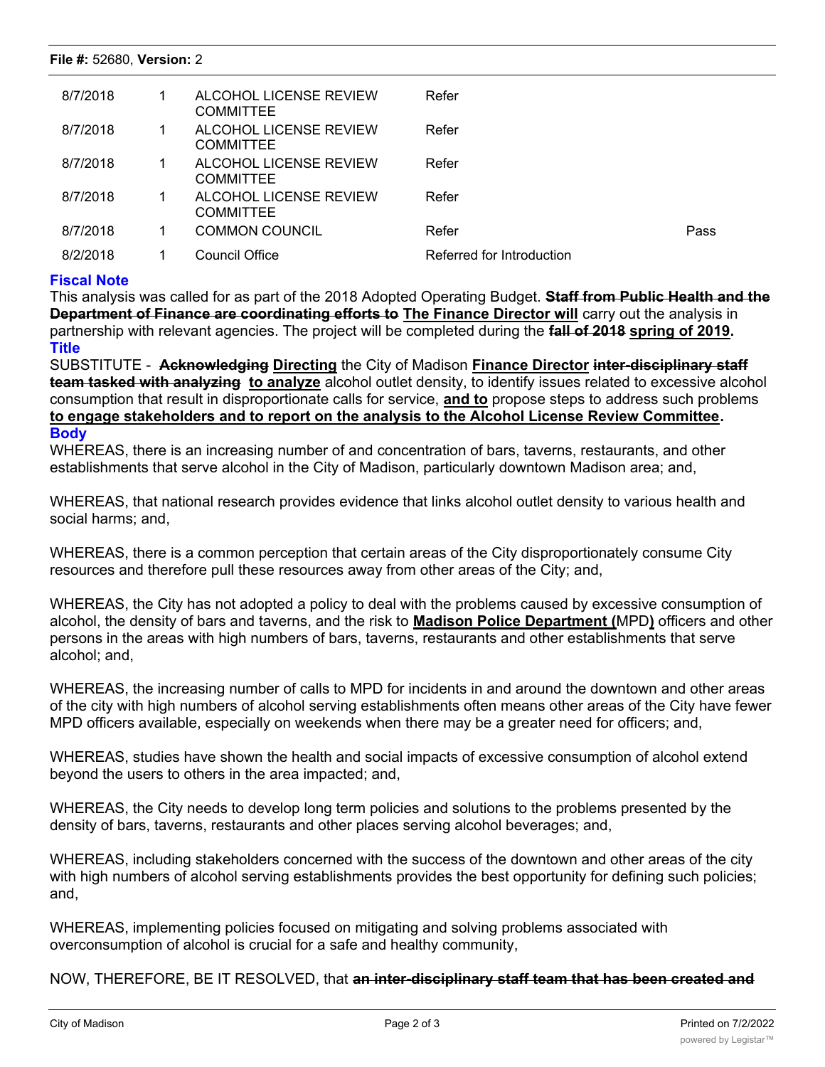| | | | | |
|---|---|---|---|---|
| 8/7/2018 | 1 | ALCOHOL LICENSE REVIEW COMMITTEE | Refer | |
| 8/7/2018 | 1 | ALCOHOL LICENSE REVIEW COMMITTEE | Refer | |
| 8/7/2018 | 1 | ALCOHOL LICENSE REVIEW COMMITTEE | Refer | |
| 8/7/2018 | 1 | ALCOHOL LICENSE REVIEW COMMITTEE | Refer | |
| 8/7/2018 | 1 | COMMON COUNCIL | Refer | Pass |
| 8/2/2018 | 1 | Council Office | Referred for Introduction | |

**Fiscal Note**

This analysis was called for as part of the 2018 Adopted Operating Budget. ~~**Staff from Public Health and the Department of Finance are coordinating efforts to**~~ **The Finance Director will** carry out the analysis in partnership with relevant agencies. The project will be completed during the ~~**fall of 2018**~~ **spring of 2019.**

**Title**

SUBSTITUTE - ~~**Acknowledging**~~ **Directing** the City of Madison **Finance Director** ~~**inter-disciplinary staff team tasked with analyzing**~~ **to analyze** alcohol outlet density, to identify issues related to excessive alcohol consumption that result in disproportionate calls for service, **and to** propose steps to address such problems **to engage stakeholders and to report on the analysis to the Alcohol License Review Committee.**

**Body**

WHEREAS, there is an increasing number of and concentration of bars, taverns, restaurants, and other establishments that serve alcohol in the City of Madison, particularly downtown Madison area; and,

WHEREAS, that national research provides evidence that links alcohol outlet density to various health and social harms; and,

WHEREAS, there is a common perception that certain areas of the City disproportionately consume City resources and therefore pull these resources away from other areas of the City; and,

WHEREAS, the City has not adopted a policy to deal with the problems caused by excessive consumption of alcohol, the density of bars and taverns, and the risk to **Madison Police Department (**MPD**)** officers and other persons in the areas with high numbers of bars, taverns, restaurants and other establishments that serve alcohol; and,

WHEREAS, the increasing number of calls to MPD for incidents in and around the downtown and other areas of the city with high numbers of alcohol serving establishments often means other areas of the City have fewer MPD officers available, especially on weekends when there may be a greater need for officers; and,

WHEREAS, studies have shown the health and social impacts of excessive consumption of alcohol extend beyond the users to others in the area impacted; and,

WHEREAS, the City needs to develop long term policies and solutions to the problems presented by the density of bars, taverns, restaurants and other places serving alcohol beverages; and,

WHEREAS, including stakeholders concerned with the success of the downtown and other areas of the city with high numbers of alcohol serving establishments provides the best opportunity for defining such policies; and,

WHEREAS, implementing policies focused on mitigating and solving problems associated with overconsumption of alcohol is crucial for a safe and healthy community,

NOW, THEREFORE, BE IT RESOLVED, that ~~**an inter-disciplinary staff team that has been created and**~~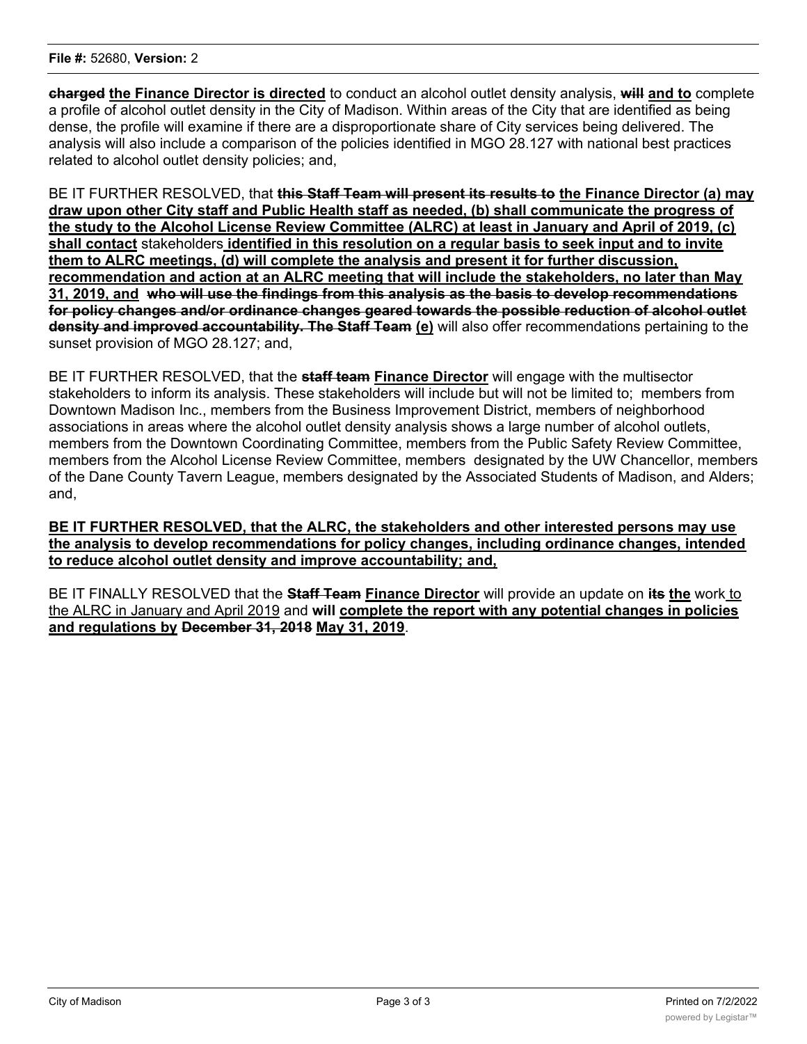~~**charged**~~ **the Finance Director is directed** to conduct an alcohol outlet density analysis, ~~**will**~~ **and to** complete a profile of alcohol outlet density in the City of Madison. Within areas of the City that are identified as being dense, the profile will examine if there are a disproportionate share of City services being delivered. The analysis will also include a comparison of the policies identified in MGO 28.127 with national best practices related to alcohol outlet density policies; and,

BE IT FURTHER RESOLVED, that ~~**this Staff Team will present its results to**~~ **the Finance Director (a) may draw upon other City staff and Public Health staff as needed, (b) shall communicate the progress of the study to the Alcohol License Review Committee (ALRC) at least in January and April of 2019, (c) shall contact** stakeholders **identified in this resolution on a regular basis to seek input and to invite them to ALRC meetings, (d) will complete the analysis and present it for further discussion, recommendation and action at an ALRC meeting that will include the stakeholders, no later than May 31, 2019, and** ~~**who will use the findings from this analysis as the basis to develop recommendations for policy changes and/or ordinance changes geared towards the possible reduction of alcohol outlet density and improved accountability. The Staff Team**~~ **(e)** will also offer recommendations pertaining to the sunset provision of MGO 28.127; and,

BE IT FURTHER RESOLVED, that the ~~**staff team**~~ **Finance Director** will engage with the multisector stakeholders to inform its analysis. These stakeholders will include but will not be limited to; members from Downtown Madison Inc., members from the Business Improvement District, members of neighborhood associations in areas where the alcohol outlet density analysis shows a large number of alcohol outlets, members from the Downtown Coordinating Committee, members from the Public Safety Review Committee, members from the Alcohol License Review Committee, members designated by the UW Chancellor, members of the Dane County Tavern League, members designated by the Associated Students of Madison, and Alders; and,

**BE IT FURTHER RESOLVED, that the ALRC, the stakeholders and other interested persons may use the analysis to develop recommendations for policy changes, including ordinance changes, intended to reduce alcohol outlet density and improve accountability; and,**

BE IT FINALLY RESOLVED that the ~~**Staff Team**~~ **Finance Director** will provide an update on ~~**its**~~ **the** work to the ALRC in January and April 2019 and **will complete the report with any potential changes in policies and regulations by** ~~**December 31, 2018**~~ **May 31, 2019**.